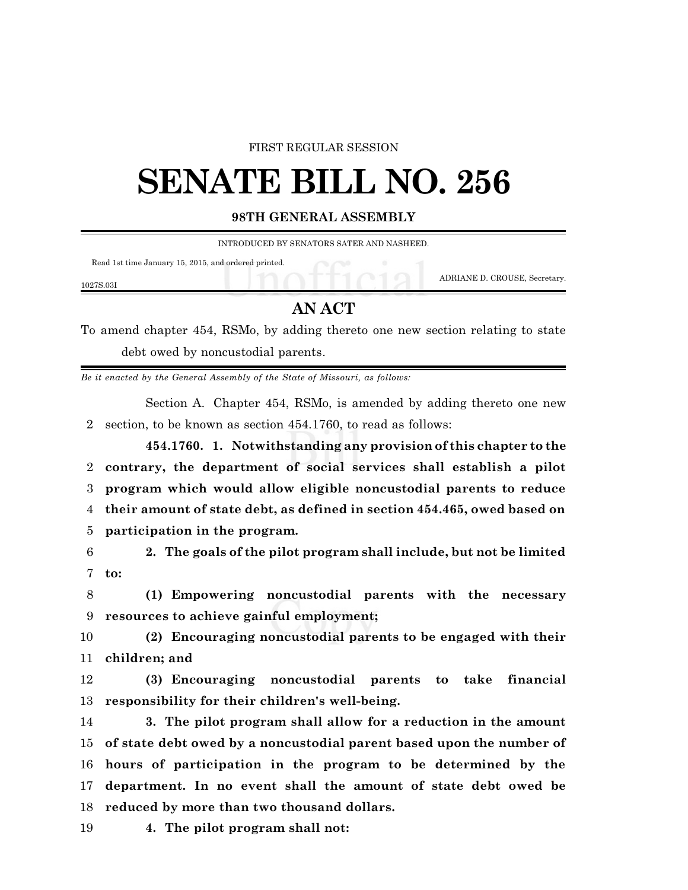FIRST REGULAR SESSION

# SENATE BILL NO. 256

**98TH GENERAL ASSEMBLY**

INTRODUCED BY SENATORS SATER AND NASHEED.

Read 1st time January 15, 2015, and ordered printed.

ADRIANE D. CROUSE, Secretary.

1027S.03I

## AN ACT

To amend chapter 454, RSMo, by adding thereto one new section relating to state debt owed by noncustodial parents.

*Be it enacted by the General Assembly of the State of Missouri, as follows:*

Section A. Chapter 454, RSMo, is amended by adding thereto one new section, to be known as section 454.1760, to read as follows:

**454.1760. 1. Notwithstanding any provision of this chapter to the contrary, the department of social services shall establish a pilot program which would allow eligible noncustodial parents to reduce their amount of state debt, as defined in section 454.465, owed based on participation in the program.**

**2. The goals of the pilot program shall include, but not be limited to:**

**(1) Empowering noncustodial parents with the necessary resources to achieve gainful employment;**

**(2) Encouraging noncustodial parents to be engaged with their children; and**

**(3) Encouraging noncustodial parents to take financial responsibility for their children's well-being.**

**3. The pilot program shall allow for a reduction in the amount of state debt owed by a noncustodial parent based upon the number of hours of participation in the program to be determined by the department. In no event shall the amount of state debt owed be reduced by more than two thousand dollars.**

**4. The pilot program shall not:**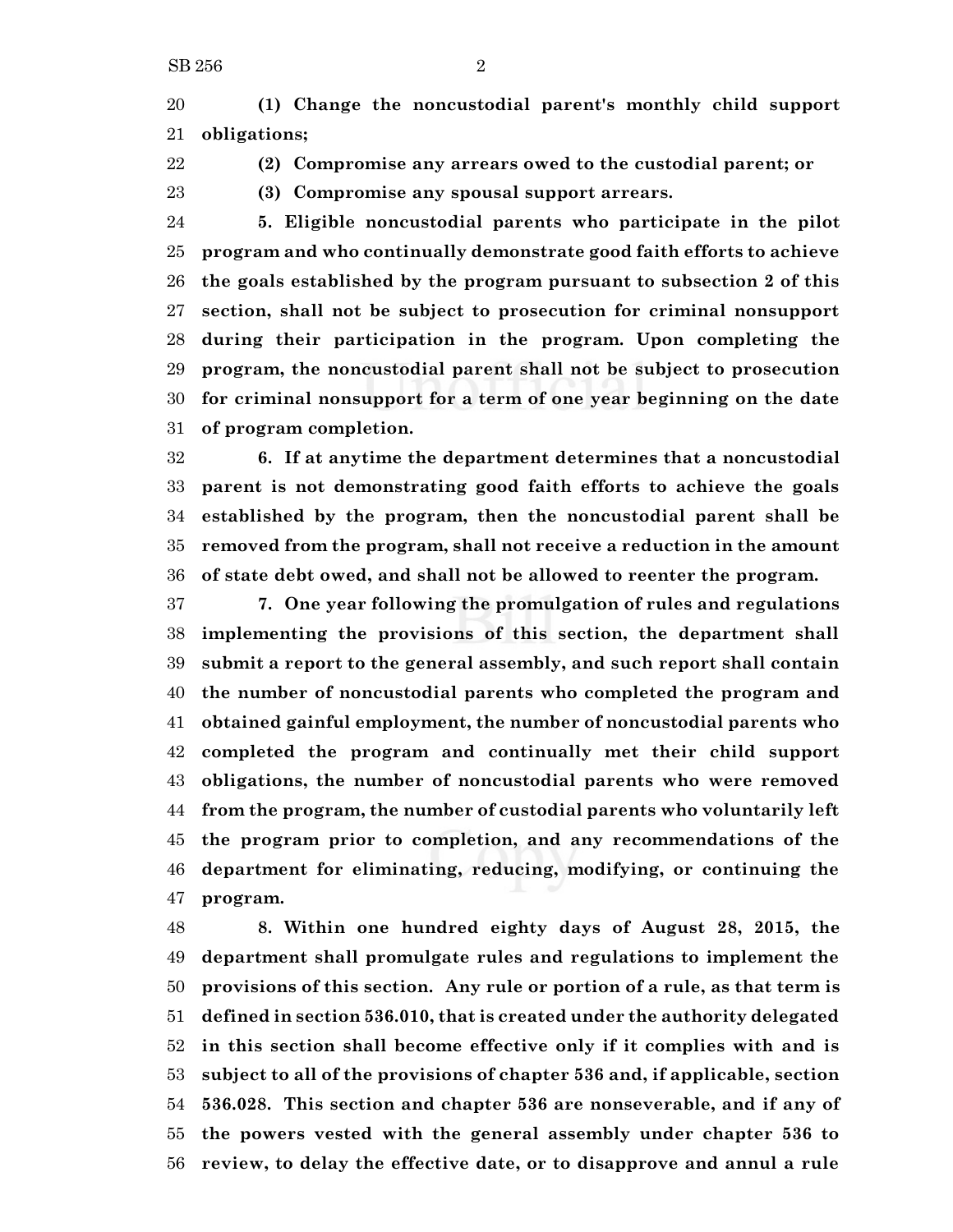**(1) Change the noncustodial parent's monthly child support obligations;**

**(2) Compromise any arrears owed to the custodial parent; or**

**(3) Compromise any spousal support arrears.**

**5. Eligible noncustodial parents who participate in the pilot program and who continually demonstrate good faith efforts to achieve the goals established by the program pursuant to subsection 2 of this section, shall not be subject to prosecution for criminal nonsupport during their participation in the program. Upon completing the program, the noncustodial parent shall not be subject to prosecution for criminal nonsupport for a term of one year beginning on the date of program completion.**

**6. If at anytime the department determines that a noncustodial parent is not demonstrating good faith efforts to achieve the goals established by the program, then the noncustodial parent shall be removed from the program, shall not receive a reduction in the amount of state debt owed, and shall not be allowed to reenter the program.**

**7. One year following the promulgation of rules and regulations implementing the provisions of this section, the department shall submit a report to the general assembly, and such report shall contain the number of noncustodial parents who completed the program and obtained gainful employment, the number of noncustodial parents who completed the program and continually met their child support obligations, the number of noncustodial parents who were removed from the program, the number of custodial parents who voluntarily left the program prior to completion, and any recommendations of the department for eliminating, reducing, modifying, or continuing the program.**

**8. Within one hundred eighty days of August 28, 2015, the department shall promulgate rules and regulations to implement the provisions of this section. Any rule or portion of a rule, as that term is defined in section 536.010, that is created under the authority delegated in this section shall become effective only if it complies with and is subject to all of the provisions of chapter 536 and, if applicable, section 536.028. This section and chapter 536 are nonseverable, and if any of the powers vested with the general assembly under chapter 536 to review, to delay the effective date, or to disapprove and annul a rule**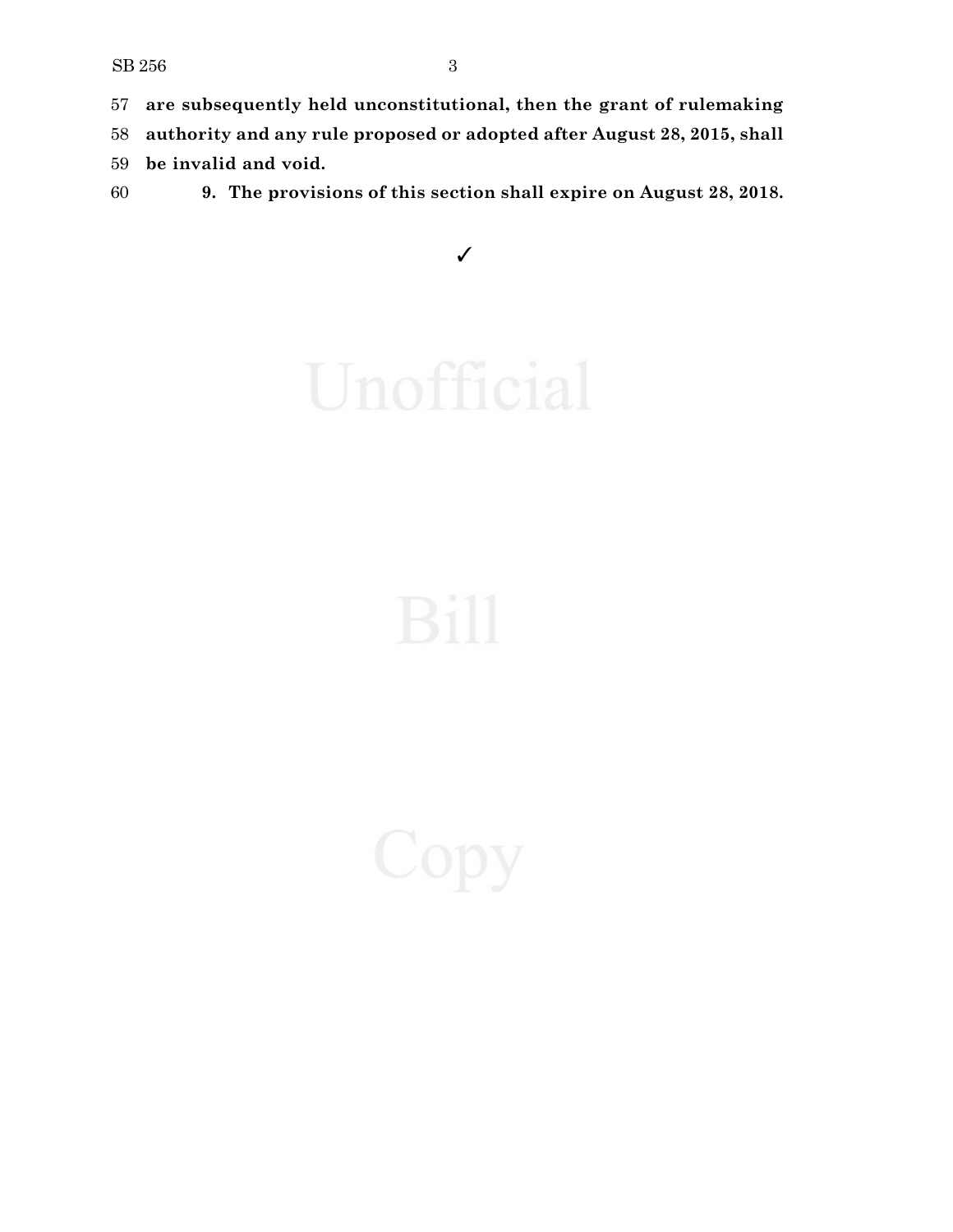57 **are subsequently held unconstitutional, then the grant of rulemaking**
58 **authority and any rule proposed or adopted after August 28, 2015, shall**
59 **be invalid and void.**
60 **9. The provisions of this section shall expire on August 28, 2018.**

✓